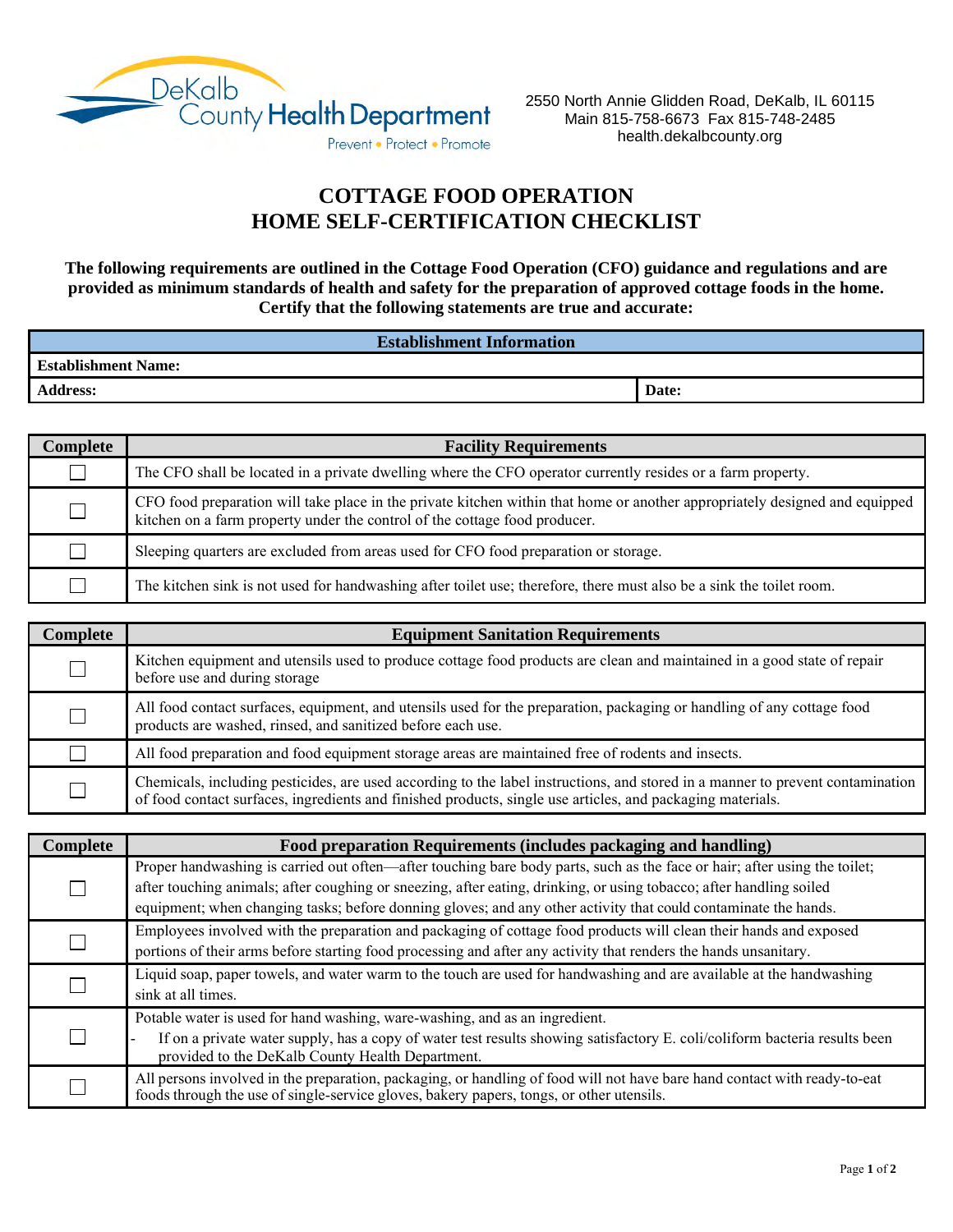DeKalb County Health Department
Prevent • Protect • Promote

2550 North Annie Glidden Road, DeKalb, IL 60115
Main 815-758-6673 Fax 815-748-2485
health.dekalbcounty.org

# COTTAGE FOOD OPERATION
# HOME SELF-CERTIFICATION CHECKLIST

**The following requirements are outlined in the Cottage Food Operation (CFO) guidance and regulations and are provided as minimum standards of health and safety for the preparation of approved cottage foods in the home. Certify that the following statements are true and accurate:**

| Establishment Information | |
|---|---|
| **Establishment Name:** | |
| **Address:** | **Date:** |

| Complete | Facility Requirements |
|---|---|
| ☐ | The CFO shall be located in a private dwelling where the CFO operator currently resides or a farm property. |
| ☐ | CFO food preparation will take place in the private kitchen within that home or another appropriately designed and equipped kitchen on a farm property under the control of the cottage food producer. |
| ☐ | Sleeping quarters are excluded from areas used for CFO food preparation or storage. |
| ☐ | The kitchen sink is not used for handwashing after toilet use; therefore, there must also be a sink the toilet room. |

| Complete | Equipment Sanitation Requirements |
|---|---|
| ☐ | Kitchen equipment and utensils used to produce cottage food products are clean and maintained in a good state of repair before use and during storage |
| ☐ | All food contact surfaces, equipment, and utensils used for the preparation, packaging or handling of any cottage food products are washed, rinsed, and sanitized before each use. |
| ☐ | All food preparation and food equipment storage areas are maintained free of rodents and insects. |
| ☐ | Chemicals, including pesticides, are used according to the label instructions, and stored in a manner to prevent contamination of food contact surfaces, ingredients and finished products, single use articles, and packaging materials. |

| Complete | Food preparation Requirements (includes packaging and handling) |
|---|---|
| ☐ | Proper handwashing is carried out often—after touching bare body parts, such as the face or hair; after using the toilet; after touching animals; after coughing or sneezing, after eating, drinking, or using tobacco; after handling soiled equipment; when changing tasks; before donning gloves; and any other activity that could contaminate the hands. |
| ☐ | Employees involved with the preparation and packaging of cottage food products will clean their hands and exposed portions of their arms before starting food processing and after any activity that renders the hands unsanitary. |
| ☐ | Liquid soap, paper towels, and water warm to the touch are used for handwashing and are available at the handwashing sink at all times. |
| ☐ | Potable water is used for hand washing, ware-washing, and as an ingredient.<br>- If on a private water supply, has a copy of water test results showing satisfactory E. coli/coliform bacteria results been provided to the DeKalb County Health Department. |
| ☐ | All persons involved in the preparation, packaging, or handling of food will not have bare hand contact with ready-to-eat foods through the use of single-service gloves, bakery papers, tongs, or other utensils. |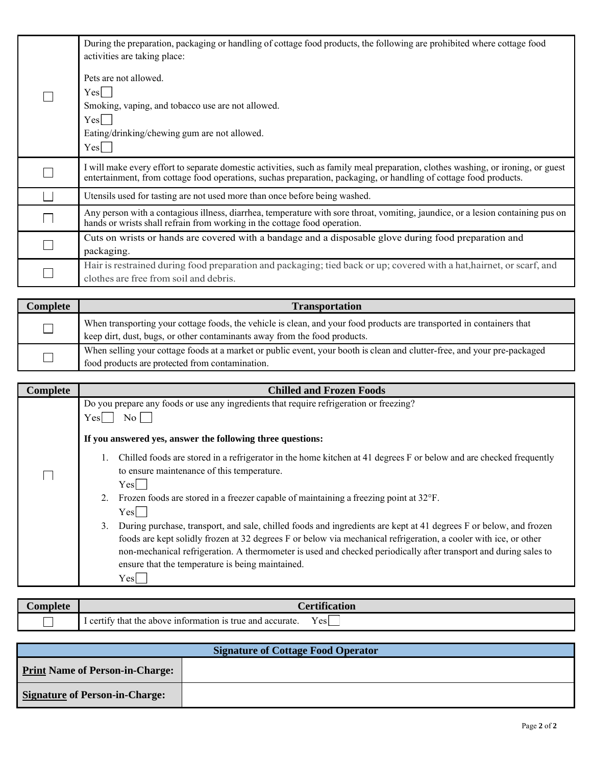| | |
|---|---|
| ☐ | During the preparation, packaging or handling of cottage food products, the following are prohibited where cottage food activities are taking place:<br><br>Pets are not allowed.<br>Yes ☐<br>Smoking, vaping, and tobacco use are not allowed.<br>Yes ☐<br>Eating/drinking/chewing gum are not allowed.<br>Yes ☐ |
| ☐ | I will make every effort to separate domestic activities, such as family meal preparation, clothes washing, or ironing, or guest entertainment, from cottage food operations, suchas preparation, packaging, or handling of cottage food products. |
| ☐ | Utensils used for tasting are not used more than once before being washed. |
| ☐ | Any person with a contagious illness, diarrhea, temperature with sore throat, vomiting, jaundice, or a lesion containing pus on hands or wrists shall refrain from working in the cottage food operation. |
| ☐ | Cuts on wrists or hands are covered with a bandage and a disposable glove during food preparation and packaging. |
| ☐ | Hair is restrained during food preparation and packaging; tied back or up; covered with a hat,hairnet, or scarf, and clothes are free from soil and debris. |

| Complete | Transportation |
|---|---|
| ☐ | When transporting your cottage foods, the vehicle is clean, and your food products are transported in containers that keep dirt, dust, bugs, or other contaminants away from the food products. |
| ☐ | When selling your cottage foods at a market or public event, your booth is clean and clutter-free, and your pre-packaged food products are protected from contamination. |

| Complete | Chilled and Frozen Foods |
|---|---|
| ☐ | Do you prepare any foods or use any ingredients that require refrigeration or freezing?<br>Yes ☐ No ☐<br><br>**If you answered yes, answer the following three questions:**<br><br>1. Chilled foods are stored in a refrigerator in the home kitchen at 41 degrees F or below and are checked frequently to ensure maintenance of this temperature.<br>Yes ☐<br>2. Frozen foods are stored in a freezer capable of maintaining a freezing point at 32°F.<br>Yes ☐<br>3. During purchase, transport, and sale, chilled foods and ingredients are kept at 41 degrees F or below, and frozen foods are kept solidly frozen at 32 degrees F or below via mechanical refrigeration, a cooler with ice, or other non-mechanical refrigeration. A thermometer is used and checked periodically after transport and during sales to ensure that the temperature is being maintained.<br>Yes ☐ |

| Complete | Certification |
|---|---|
| ☐ | I certify that the above information is true and accurate. Yes ☐ |

| Signature of Cottage Food Operator | |
|---|---|
| **Print Name of Person-in-Charge:** | |
| **Signature of Person-in-Charge:** | |